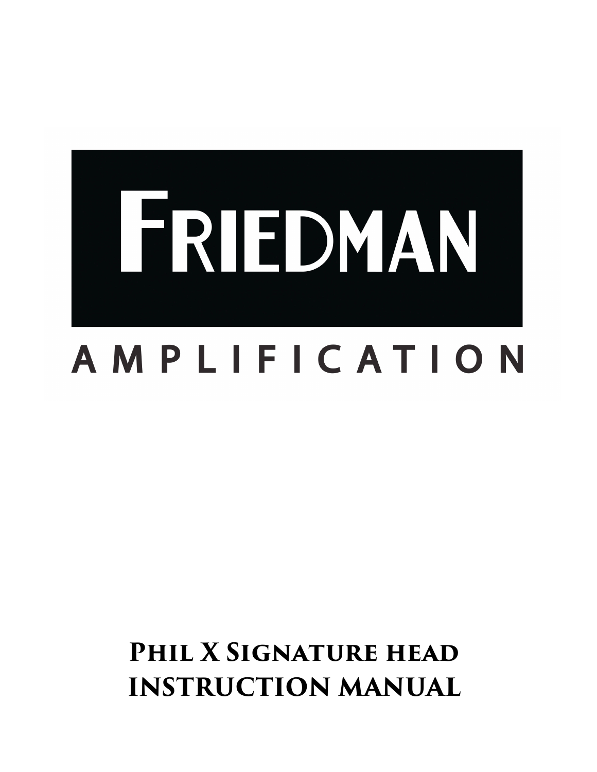# FRIEDMAN

## AMPLIFICATION

## Phil X Signature head instruction manual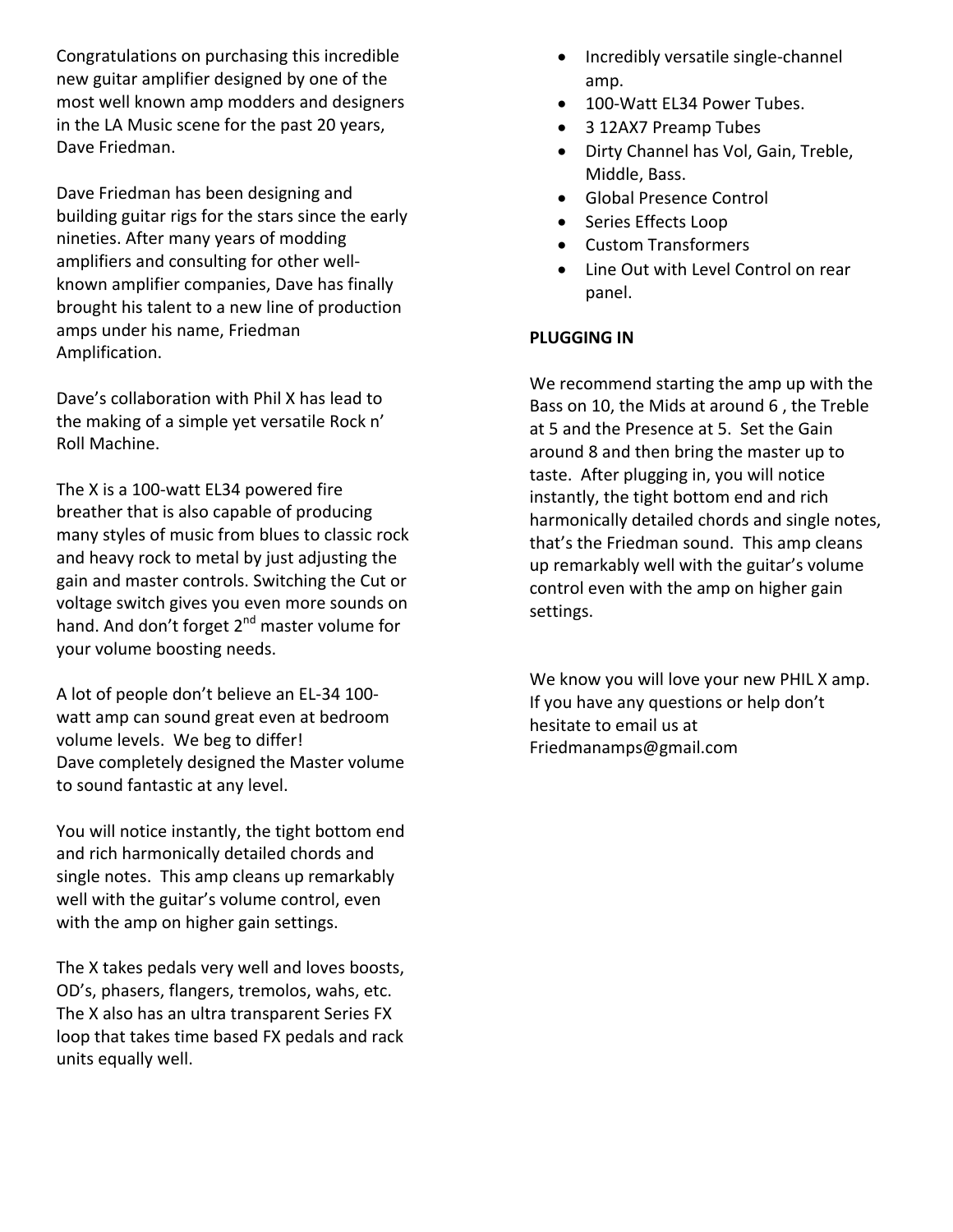Congratulations on purchasing this incredible new guitar amplifier designed by one of the most well known amp modders and designers in the LA Music scene for the past 20 years, Dave Friedman.

Dave Friedman has been designing and building guitar rigs for the stars since the early nineties. After many years of modding amplifiers and consulting for other well-known amplifier companies, Dave has finally brought his talent to a new line of production amps under his name, Friedman Amplification.

Dave's collaboration with Phil X has lead to the making of a simple yet versatile Rock n' Roll Machine.

The X is a 100-watt EL34 powered fire breather that is also capable of producing many styles of music from blues to classic rock and heavy rock to metal by just adjusting the gain and master controls. Switching the Cut or voltage switch gives you even more sounds on hand. And don't forget 2nd master volume for your volume boosting needs.

A lot of people don't believe an EL-34 100-watt amp can sound great even at bedroom volume levels. We beg to differ!
Dave completely designed the Master volume to sound fantastic at any level.

You will notice instantly, the tight bottom end and rich harmonically detailed chords and single notes. This amp cleans up remarkably well with the guitar's volume control, even with the amp on higher gain settings.

The X takes pedals very well and loves boosts, OD's, phasers, flangers, tremolos, wahs, etc. The X also has an ultra transparent Series FX loop that takes time based FX pedals and rack units equally well.

- Incredibly versatile single-channel amp.
- 100-Watt EL34 Power Tubes.
- 3 12AX7 Preamp Tubes
- Dirty Channel has Vol, Gain, Treble, Middle, Bass.
- Global Presence Control
- Series Effects Loop
- Custom Transformers
- Line Out with Level Control on rear panel.

**PLUGGING IN**

We recommend starting the amp up with the Bass on 10, the Mids at around 6 , the Treble at 5 and the Presence at 5. Set the Gain around 8 and then bring the master up to taste. After plugging in, you will notice instantly, the tight bottom end and rich harmonically detailed chords and single notes, that's the Friedman sound. This amp cleans up remarkably well with the guitar's volume control even with the amp on higher gain settings.

We know you will love your new PHIL X amp. If you have any questions or help don't hesitate to email us at Friedmanamps@gmail.com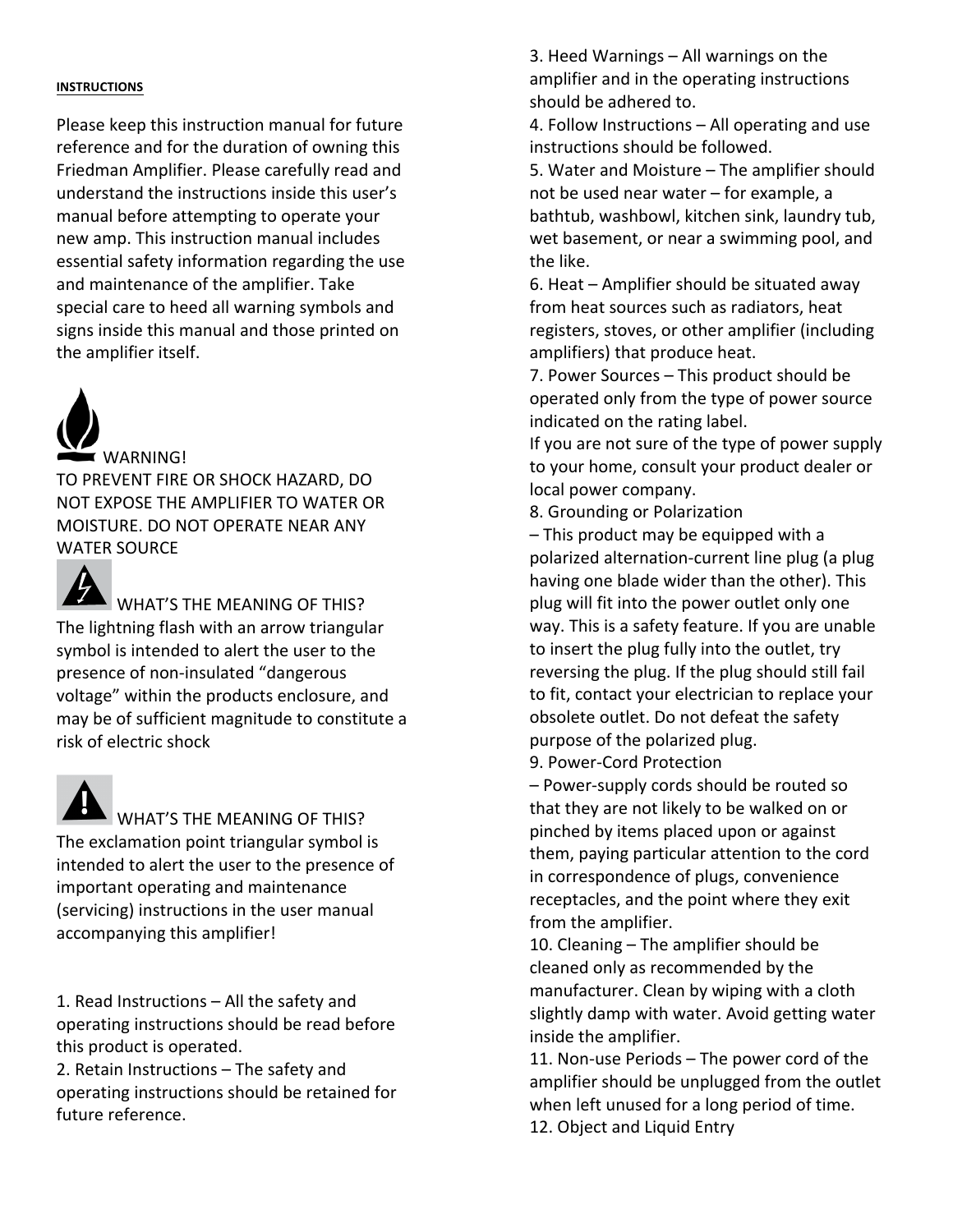**INSTRUCTIONS**

Please keep this instruction manual for future reference and for the duration of owning this Friedman Amplifier. Please carefully read and understand the instructions inside this user's manual before attempting to operate your new amp. This instruction manual includes essential safety information regarding the use and maintenance of the amplifier. Take special care to heed all warning symbols and signs inside this manual and those printed on the amplifier itself.

WARNING!

TO PREVENT FIRE OR SHOCK HAZARD, DO NOT EXPOSE THE AMPLIFIER TO WATER OR MOISTURE. DO NOT OPERATE NEAR ANY WATER SOURCE

WHAT'S THE MEANING OF THIS?

The lightning flash with an arrow triangular symbol is intended to alert the user to the presence of non-insulated "dangerous voltage" within the products enclosure, and may be of sufficient magnitude to constitute a risk of electric shock

WHAT'S THE MEANING OF THIS?

The exclamation point triangular symbol is intended to alert the user to the presence of important operating and maintenance (servicing) instructions in the user manual accompanying this amplifier!

1. Read Instructions – All the safety and operating instructions should be read before this product is operated.
2. Retain Instructions – The safety and operating instructions should be retained for future reference.
3. Heed Warnings – All warnings on the amplifier and in the operating instructions should be adhered to.
4. Follow Instructions – All operating and use instructions should be followed.
5. Water and Moisture – The amplifier should not be used near water – for example, a bathtub, washbowl, kitchen sink, laundry tub, wet basement, or near a swimming pool, and the like.
6. Heat – Amplifier should be situated away from heat sources such as radiators, heat registers, stoves, or other amplifier (including amplifiers) that produce heat.
7. Power Sources – This product should be operated only from the type of power source indicated on the rating label.
If you are not sure of the type of power supply to your home, consult your product dealer or local power company.
8. Grounding or Polarization
– This product may be equipped with a polarized alternation-current line plug (a plug having one blade wider than the other). This plug will fit into the power outlet only one way. This is a safety feature. If you are unable to insert the plug fully into the outlet, try reversing the plug. If the plug should still fail to fit, contact your electrician to replace your obsolete outlet. Do not defeat the safety purpose of the polarized plug.
9. Power-Cord Protection
– Power-supply cords should be routed so that they are not likely to be walked on or pinched by items placed upon or against them, paying particular attention to the cord in correspondence of plugs, convenience receptacles, and the point where they exit from the amplifier.
10. Cleaning – The amplifier should be cleaned only as recommended by the manufacturer. Clean by wiping with a cloth slightly damp with water. Avoid getting water inside the amplifier.
11. Non-use Periods – The power cord of the amplifier should be unplugged from the outlet when left unused for a long period of time.
12. Object and Liquid Entry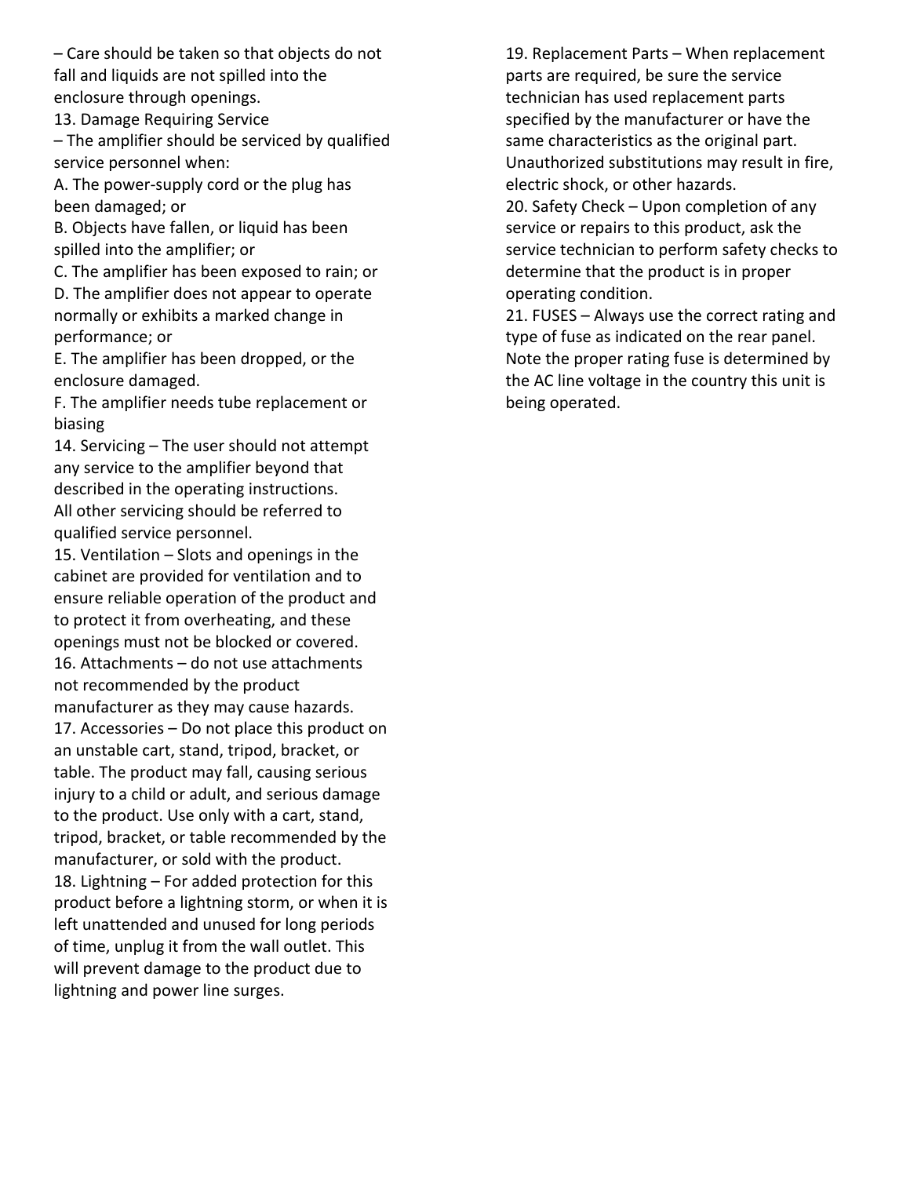– Care should be taken so that objects do not fall and liquids are not spilled into the enclosure through openings.

13. Damage Requiring Service
– The amplifier should be serviced by qualified service personnel when:
A. The power-supply cord or the plug has been damaged; or
B. Objects have fallen, or liquid has been spilled into the amplifier; or
C. The amplifier has been exposed to rain; or
D. The amplifier does not appear to operate normally or exhibits a marked change in performance; or
E. The amplifier has been dropped, or the enclosure damaged.
F. The amplifier needs tube replacement or biasing

14. Servicing – The user should not attempt any service to the amplifier beyond that described in the operating instructions. All other servicing should be referred to qualified service personnel.

15. Ventilation – Slots and openings in the cabinet are provided for ventilation and to ensure reliable operation of the product and to protect it from overheating, and these openings must not be blocked or covered.

16. Attachments – do not use attachments not recommended by the product manufacturer as they may cause hazards.

17. Accessories – Do not place this product on an unstable cart, stand, tripod, bracket, or table. The product may fall, causing serious injury to a child or adult, and serious damage to the product. Use only with a cart, stand, tripod, bracket, or table recommended by the manufacturer, or sold with the product.

18. Lightning – For added protection for this product before a lightning storm, or when it is left unattended and unused for long periods of time, unplug it from the wall outlet. This will prevent damage to the product due to lightning and power line surges.

19. Replacement Parts – When replacement parts are required, be sure the service technician has used replacement parts specified by the manufacturer or have the same characteristics as the original part. Unauthorized substitutions may result in fire, electric shock, or other hazards.

20. Safety Check – Upon completion of any service or repairs to this product, ask the service technician to perform safety checks to determine that the product is in proper operating condition.

21. FUSES – Always use the correct rating and type of fuse as indicated on the rear panel. Note the proper rating fuse is determined by the AC line voltage in the country this unit is being operated.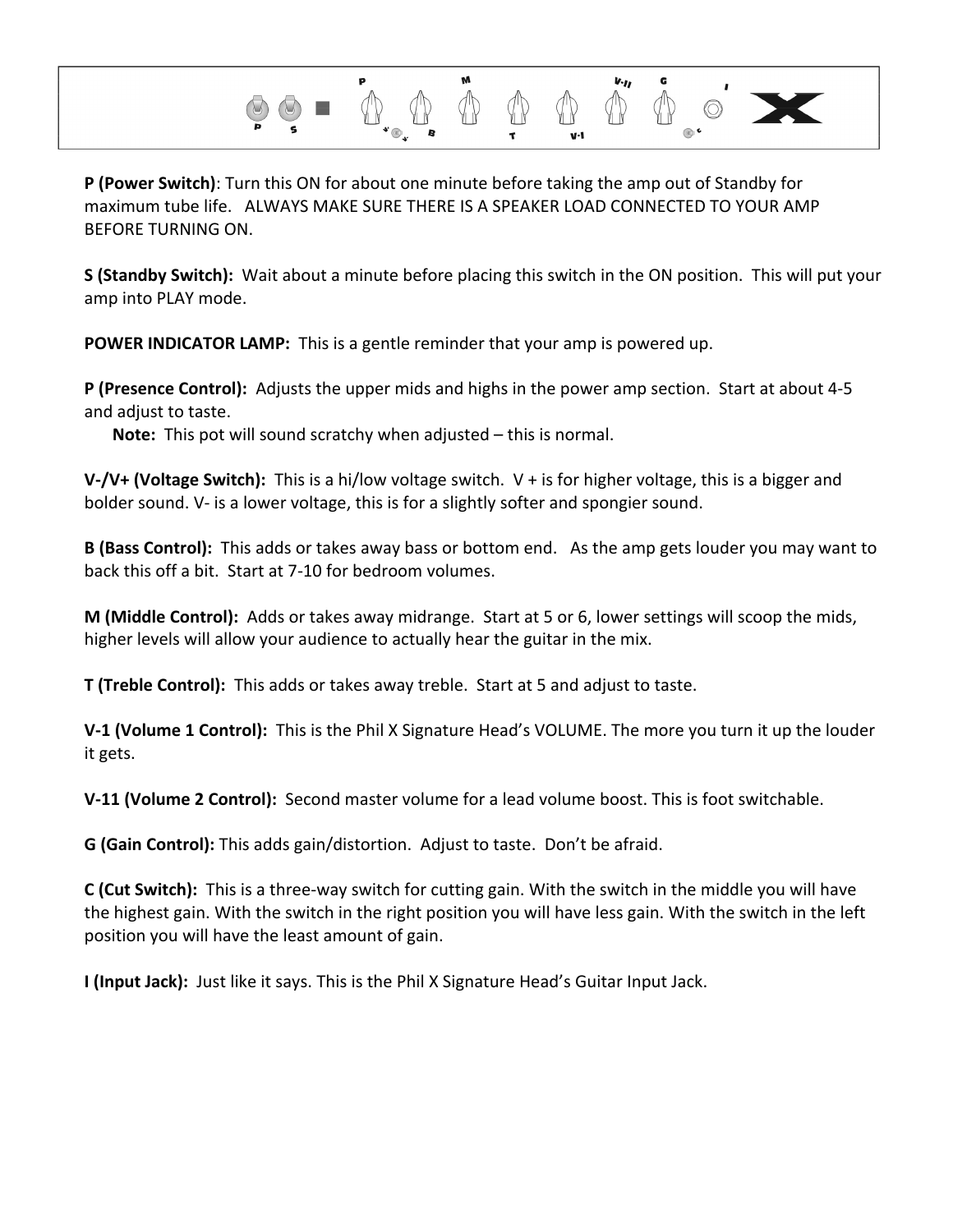**P (Power Switch)**: Turn this ON for about one minute before taking the amp out of Standby for maximum tube life. ALWAYS MAKE SURE THERE IS A SPEAKER LOAD CONNECTED TO YOUR AMP BEFORE TURNING ON.

**S (Standby Switch):** Wait about a minute before placing this switch in the ON position. This will put your amp into PLAY mode.

**POWER INDICATOR LAMP:** This is a gentle reminder that your amp is powered up.

**P (Presence Control):** Adjusts the upper mids and highs in the power amp section. Start at about 4-5 and adjust to taste.

**Note:** This pot will sound scratchy when adjusted – this is normal.

**V-/V+ (Voltage Switch):** This is a hi/low voltage switch. V + is for higher voltage, this is a bigger and bolder sound. V- is a lower voltage, this is for a slightly softer and spongier sound.

**B (Bass Control):** This adds or takes away bass or bottom end. As the amp gets louder you may want to back this off a bit. Start at 7-10 for bedroom volumes.

**M (Middle Control):** Adds or takes away midrange. Start at 5 or 6, lower settings will scoop the mids, higher levels will allow your audience to actually hear the guitar in the mix.

**T (Treble Control):** This adds or takes away treble. Start at 5 and adjust to taste.

**V-1 (Volume 1 Control):** This is the Phil X Signature Head's VOLUME. The more you turn it up the louder it gets.

**V-11 (Volume 2 Control):** Second master volume for a lead volume boost. This is foot switchable.

**G (Gain Control):** This adds gain/distortion. Adjust to taste. Don't be afraid.

**C (Cut Switch):** This is a three-way switch for cutting gain. With the switch in the middle you will have the highest gain. With the switch in the right position you will have less gain. With the switch in the left position you will have the least amount of gain.

**I (Input Jack):** Just like it says. This is the Phil X Signature Head's Guitar Input Jack.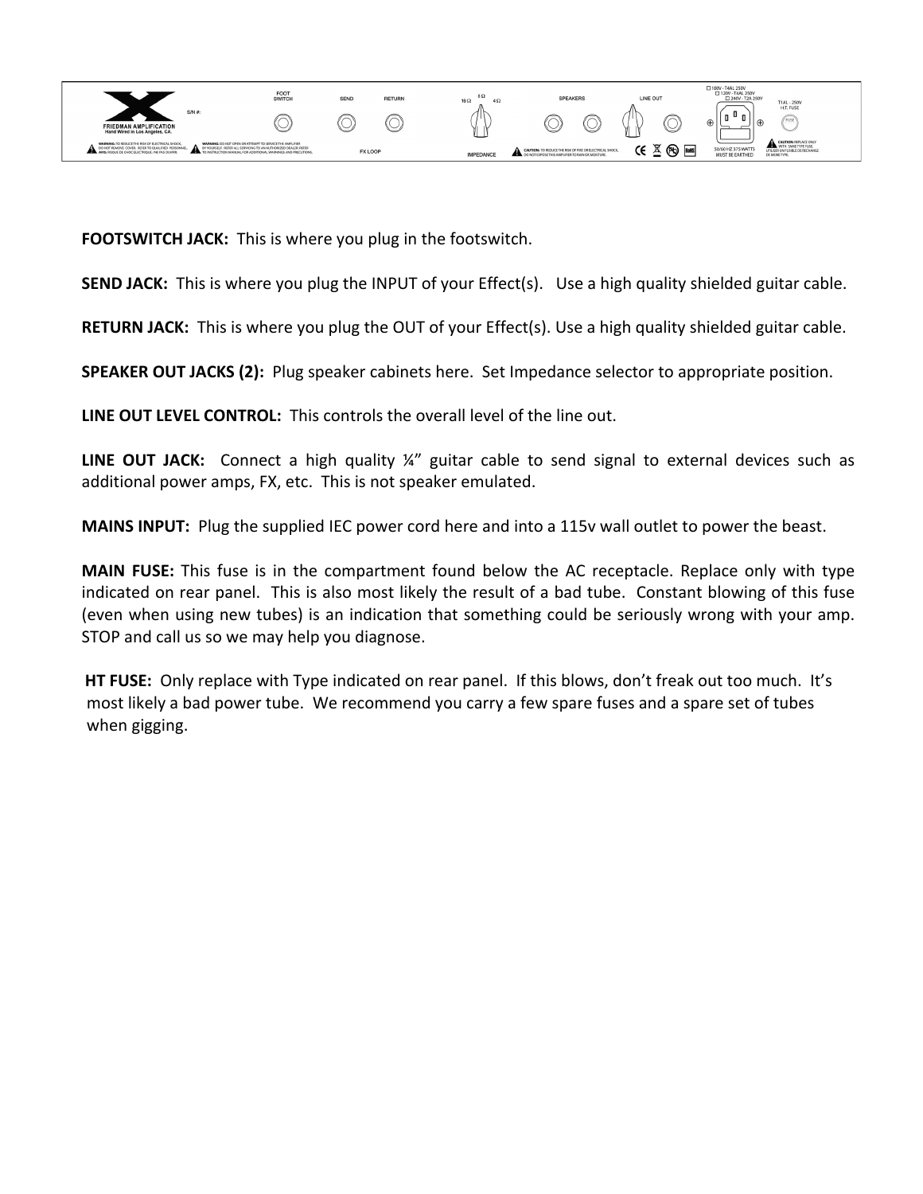**FOOTSWITCH JACK:** This is where you plug in the footswitch.

**SEND JACK:** This is where you plug the INPUT of your Effect(s). Use a high quality shielded guitar cable.

**RETURN JACK:** This is where you plug the OUT of your Effect(s). Use a high quality shielded guitar cable.

**SPEAKER OUT JACKS (2):** Plug speaker cabinets here. Set Impedance selector to appropriate position.

**LINE OUT LEVEL CONTROL:** This controls the overall level of the line out.

**LINE OUT JACK:** Connect a high quality ¼" guitar cable to send signal to external devices such as additional power amps, FX, etc. This is not speaker emulated.

**MAINS INPUT:** Plug the supplied IEC power cord here and into a 115v wall outlet to power the beast.

**MAIN FUSE:** This fuse is in the compartment found below the AC receptacle. Replace only with type indicated on rear panel. This is also most likely the result of a bad tube. Constant blowing of this fuse (even when using new tubes) is an indication that something could be seriously wrong with your amp. STOP and call us so we may help you diagnose.

**HT FUSE:** Only replace with Type indicated on rear panel. If this blows, don't freak out too much. It's most likely a bad power tube. We recommend you carry a few spare fuses and a spare set of tubes when gigging.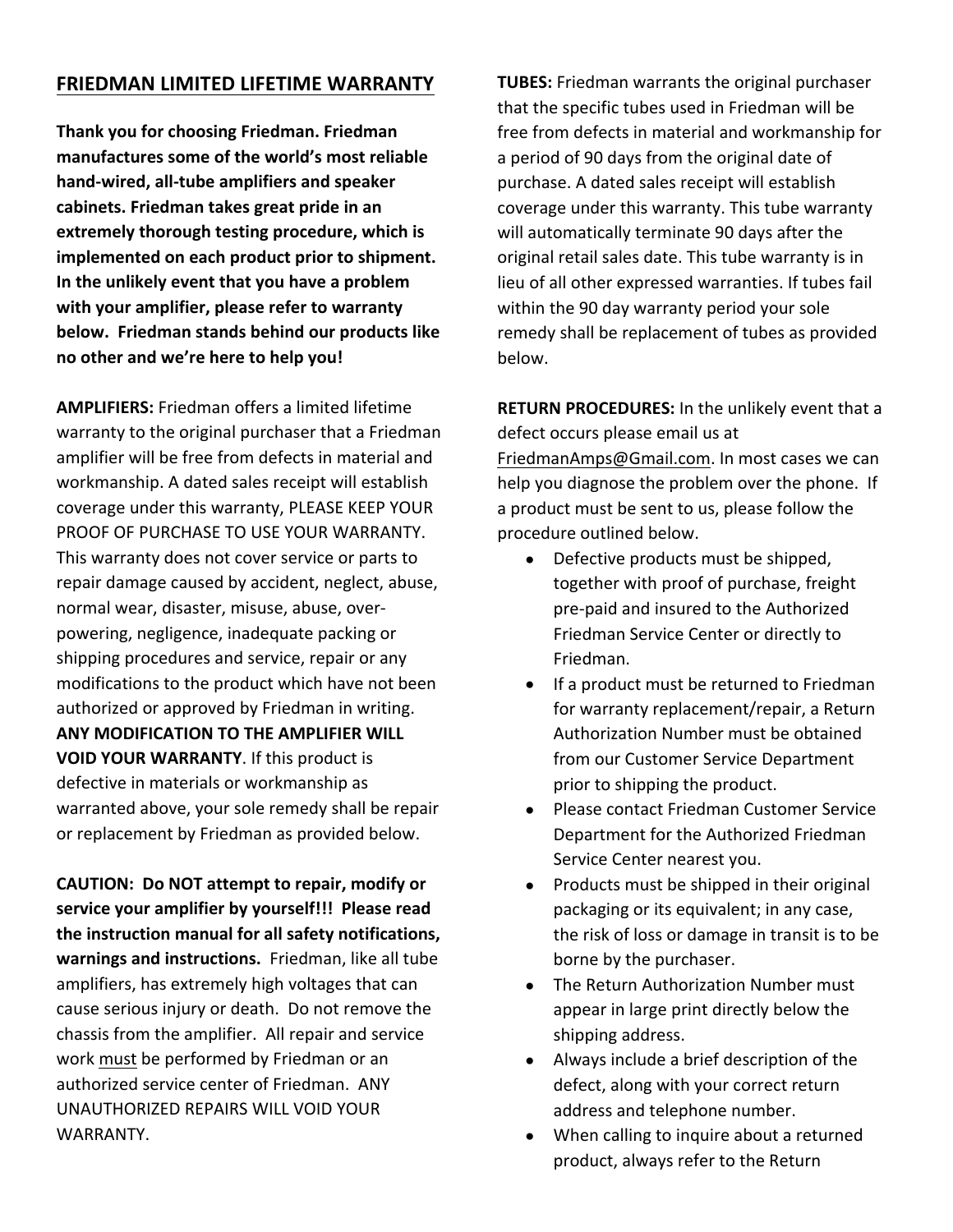## FRIEDMAN LIMITED LIFETIME WARRANTY

**Thank you for choosing Friedman. Friedman manufactures some of the world's most reliable hand-wired, all-tube amplifiers and speaker cabinets. Friedman takes great pride in an extremely thorough testing procedure, which is implemented on each product prior to shipment. In the unlikely event that you have a problem with your amplifier, please refer to warranty below. Friedman stands behind our products like no other and we're here to help you!**

**AMPLIFIERS:** Friedman offers a limited lifetime warranty to the original purchaser that a Friedman amplifier will be free from defects in material and workmanship. A dated sales receipt will establish coverage under this warranty, PLEASE KEEP YOUR PROOF OF PURCHASE TO USE YOUR WARRANTY. This warranty does not cover service or parts to repair damage caused by accident, neglect, abuse, normal wear, disaster, misuse, abuse, over-powering, negligence, inadequate packing or shipping procedures and service, repair or any modifications to the product which have not been authorized or approved by Friedman in writing. **ANY MODIFICATION TO THE AMPLIFIER WILL VOID YOUR WARRANTY**. If this product is defective in materials or workmanship as warranted above, your sole remedy shall be repair or replacement by Friedman as provided below.

**CAUTION: Do NOT attempt to repair, modify or service your amplifier by yourself!!! Please read the instruction manual for all safety notifications, warnings and instructions.** Friedman, like all tube amplifiers, has extremely high voltages that can cause serious injury or death. Do not remove the chassis from the amplifier. All repair and service work must be performed by Friedman or an authorized service center of Friedman. ANY UNAUTHORIZED REPAIRS WILL VOID YOUR WARRANTY.

**TUBES:** Friedman warrants the original purchaser that the specific tubes used in Friedman will be free from defects in material and workmanship for a period of 90 days from the original date of purchase. A dated sales receipt will establish coverage under this warranty. This tube warranty will automatically terminate 90 days after the original retail sales date. This tube warranty is in lieu of all other expressed warranties. If tubes fail within the 90 day warranty period your sole remedy shall be replacement of tubes as provided below.

**RETURN PROCEDURES:** In the unlikely event that a defect occurs please email us at FriedmanAmps@Gmail.com. In most cases we can help you diagnose the problem over the phone. If a product must be sent to us, please follow the procedure outlined below.

- Defective products must be shipped, together with proof of purchase, freight pre-paid and insured to the Authorized Friedman Service Center or directly to Friedman.
- If a product must be returned to Friedman for warranty replacement/repair, a Return Authorization Number must be obtained from our Customer Service Department prior to shipping the product.
- Please contact Friedman Customer Service Department for the Authorized Friedman Service Center nearest you.
- Products must be shipped in their original packaging or its equivalent; in any case, the risk of loss or damage in transit is to be borne by the purchaser.
- The Return Authorization Number must appear in large print directly below the shipping address.
- Always include a brief description of the defect, along with your correct return address and telephone number.
- When calling to inquire about a returned product, always refer to the Return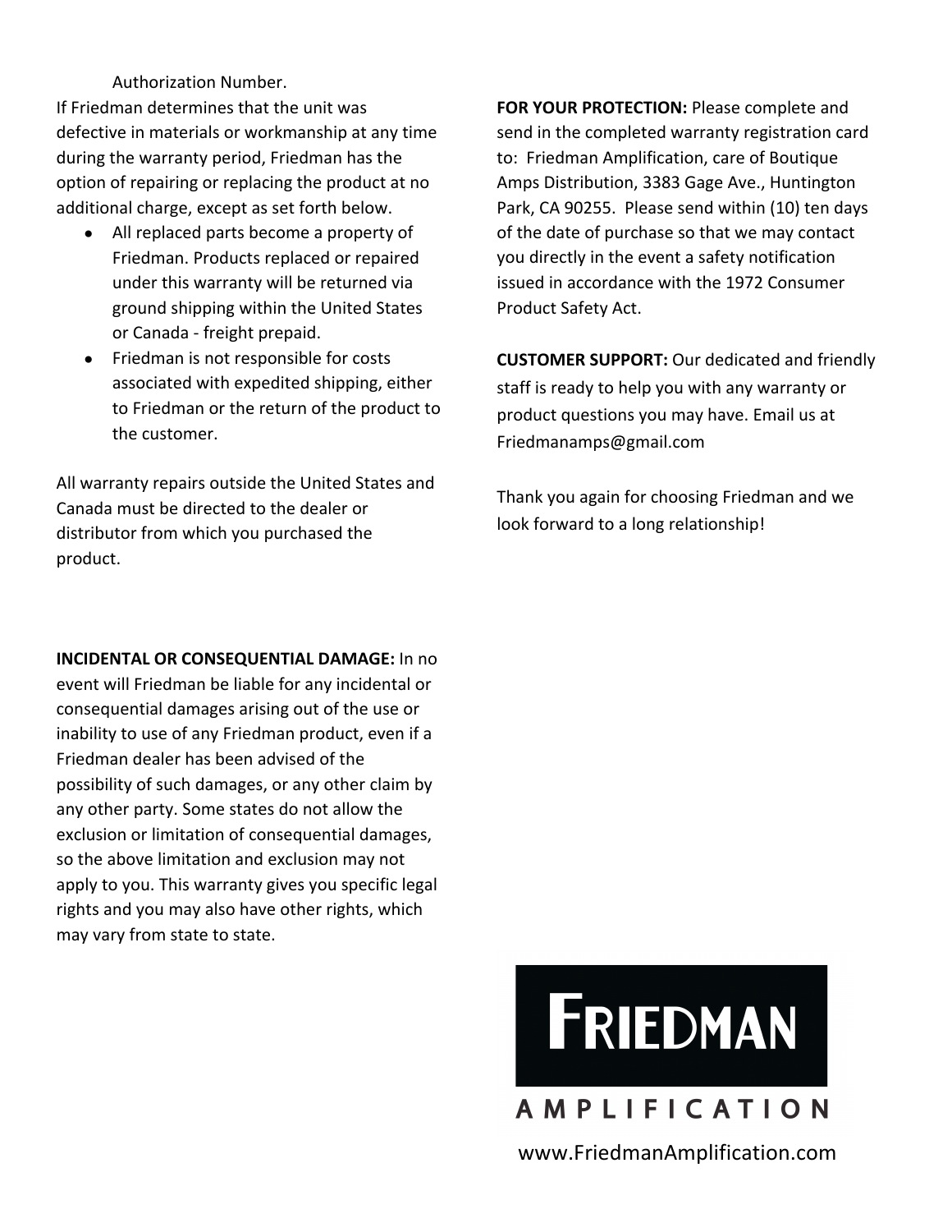Authorization Number.

If Friedman determines that the unit was defective in materials or workmanship at any time during the warranty period, Friedman has the option of repairing or replacing the product at no additional charge, except as set forth below.

- All replaced parts become a property of Friedman. Products replaced or repaired under this warranty will be returned via ground shipping within the United States or Canada - freight prepaid.
- Friedman is not responsible for costs associated with expedited shipping, either to Friedman or the return of the product to the customer.

All warranty repairs outside the United States and Canada must be directed to the dealer or distributor from which you purchased the product.

**INCIDENTAL OR CONSEQUENTIAL DAMAGE:** In no event will Friedman be liable for any incidental or consequential damages arising out of the use or inability to use of any Friedman product, even if a Friedman dealer has been advised of the possibility of such damages, or any other claim by any other party. Some states do not allow the exclusion or limitation of consequential damages, so the above limitation and exclusion may not apply to you. This warranty gives you specific legal rights and you may also have other rights, which may vary from state to state.

**FOR YOUR PROTECTION:** Please complete and send in the completed warranty registration card to: Friedman Amplification, care of Boutique Amps Distribution, 3383 Gage Ave., Huntington Park, CA 90255. Please send within (10) ten days of the date of purchase so that we may contact you directly in the event a safety notification issued in accordance with the 1972 Consumer Product Safety Act.

**CUSTOMER SUPPORT:** Our dedicated and friendly staff is ready to help you with any warranty or product questions you may have. Email us at Friedmanamps@gmail.com

Thank you again for choosing Friedman and we look forward to a long relationship!

FRIEDMAN

AMPLIFICATION

www.FriedmanAmplification.com